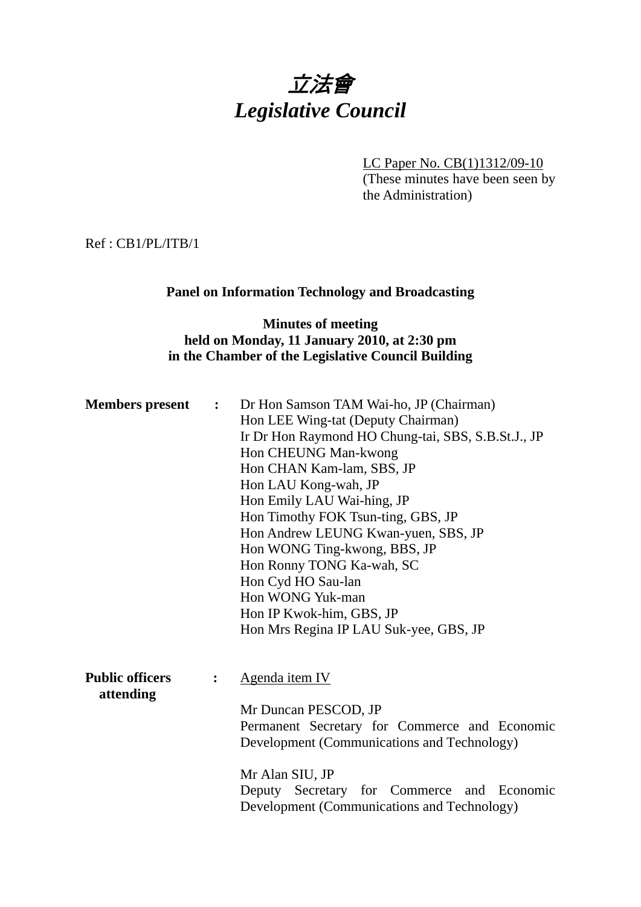# 立法會
# *Legislative Council*

LC Paper No. CB(1)1312/09-10
(These minutes have been seen by the Administration)

Ref : CB1/PL/ITB/1

**Panel on Information Technology and Broadcasting**

**Minutes of meeting**
**held on Monday, 11 January 2010, at 2:30 pm**
**in the Chamber of the Legislative Council Building**

**Members present :**

Dr Hon Samson TAM Wai-ho, JP (Chairman)
Hon LEE Wing-tat (Deputy Chairman)
Ir Dr Hon Raymond HO Chung-tai, SBS, S.B.St.J., JP
Hon CHEUNG Man-kwong
Hon CHAN Kam-lam, SBS, JP
Hon LAU Kong-wah, JP
Hon Emily LAU Wai-hing, JP
Hon Timothy FOK Tsun-ting, GBS, JP
Hon Andrew LEUNG Kwan-yuen, SBS, JP
Hon WONG Ting-kwong, BBS, JP
Hon Ronny TONG Ka-wah, SC
Hon Cyd HO Sau-lan
Hon WONG Yuk-man
Hon IP Kwok-him, GBS, JP
Hon Mrs Regina IP LAU Suk-yee, GBS, JP

**Public officers attending :**

Agenda item IV

Mr Duncan PESCOD, JP
Permanent Secretary for Commerce and Economic Development (Communications and Technology)

Mr Alan SIU, JP
Deputy Secretary for Commerce and Economic Development (Communications and Technology)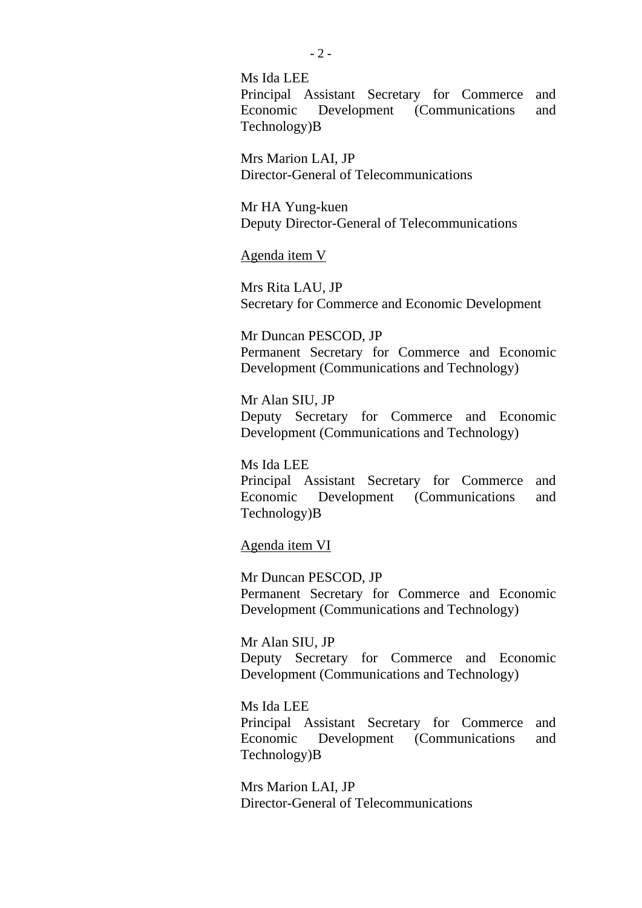Ms Ida LEE
Principal Assistant Secretary for Commerce and Economic Development (Communications and Technology)B

Mrs Marion LAI, JP
Director-General of Telecommunications

Mr HA Yung-kuen
Deputy Director-General of Telecommunications

<u>Agenda item V</u>

Mrs Rita LAU, JP
Secretary for Commerce and Economic Development

Mr Duncan PESCOD, JP
Permanent Secretary for Commerce and Economic Development (Communications and Technology)

Mr Alan SIU, JP
Deputy Secretary for Commerce and Economic Development (Communications and Technology)

Ms Ida LEE
Principal Assistant Secretary for Commerce and Economic Development (Communications and Technology)B

<u>Agenda item VI</u>

Mr Duncan PESCOD, JP
Permanent Secretary for Commerce and Economic Development (Communications and Technology)

Mr Alan SIU, JP
Deputy Secretary for Commerce and Economic Development (Communications and Technology)

Ms Ida LEE
Principal Assistant Secretary for Commerce and Economic Development (Communications and Technology)B

Mrs Marion LAI, JP
Director-General of Telecommunications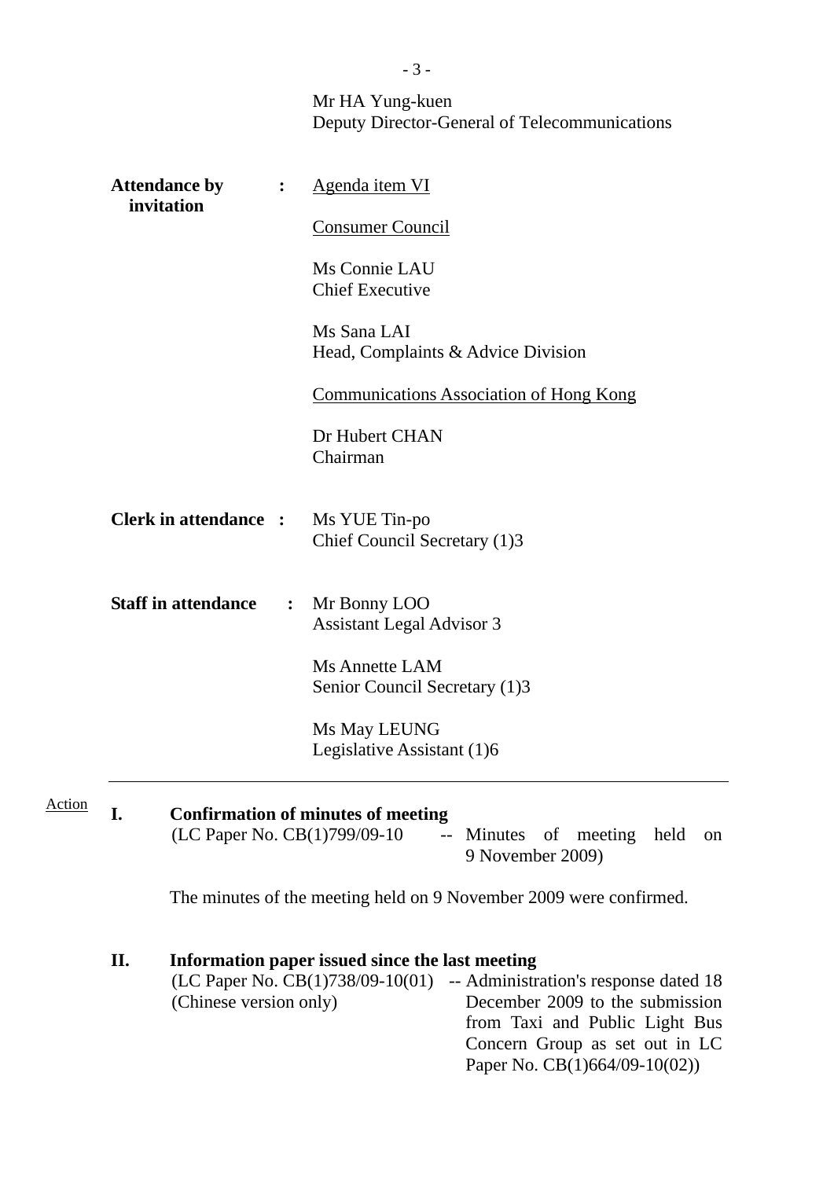Mr HA Yung-kuen
Deputy Director-General of Telecommunications

**Attendance by invitation** : Agenda item VI

Consumer Council

Ms Connie LAU
Chief Executive

Ms Sana LAI
Head, Complaints & Advice Division

Communications Association of Hong Kong

Dr Hubert CHAN
Chairman

**Clerk in attendance** : Ms YUE Tin-po
Chief Council Secretary (1)3

**Staff in attendance** : Mr Bonny LOO
Assistant Legal Advisor 3

Ms Annette LAM
Senior Council Secretary (1)3

Ms May LEUNG
Legislative Assistant (1)6

---

Action

**I. Confirmation of minutes of meeting**

(LC Paper No. CB(1)799/09-10 -- Minutes of meeting held on 9 November 2009)

The minutes of the meeting held on 9 November 2009 were confirmed.

**II. Information paper issued since the last meeting**

(LC Paper No. CB(1)738/09-10(01) (Chinese version only) -- Administration's response dated 18 December 2009 to the submission from Taxi and Public Light Bus Concern Group as set out in LC Paper No. CB(1)664/09-10(02))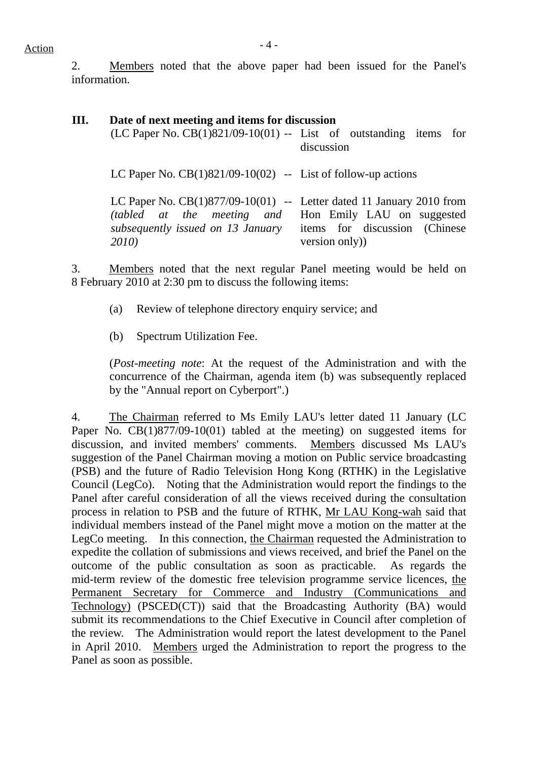Action

2. Members noted that the above paper had been issued for the Panel's information.

**III. Date of next meeting and items for discussion**

(LC Paper No. CB(1)821/09-10(01) -- List of outstanding items for discussion

LC Paper No. CB(1)821/09-10(02) -- List of follow-up actions

LC Paper No. CB(1)877/09-10(01) *(tabled at the meeting and subsequently issued on 13 January 2010)* -- Letter dated 11 January 2010 from Hon Emily LAU on suggested items for discussion (Chinese version only))

3. Members noted that the next regular Panel meeting would be held on 8 February 2010 at 2:30 pm to discuss the following items:

(a) Review of telephone directory enquiry service; and

(b) Spectrum Utilization Fee.

(*Post-meeting note*: At the request of the Administration and with the concurrence of the Chairman, agenda item (b) was subsequently replaced by the "Annual report on Cyberport".)

4. The Chairman referred to Ms Emily LAU's letter dated 11 January (LC Paper No. CB(1)877/09-10(01) tabled at the meeting) on suggested items for discussion, and invited members' comments. Members discussed Ms LAU's suggestion of the Panel Chairman moving a motion on Public service broadcasting (PSB) and the future of Radio Television Hong Kong (RTHK) in the Legislative Council (LegCo). Noting that the Administration would report the findings to the Panel after careful consideration of all the views received during the consultation process in relation to PSB and the future of RTHK, Mr LAU Kong-wah said that individual members instead of the Panel might move a motion on the matter at the LegCo meeting. In this connection, the Chairman requested the Administration to expedite the collation of submissions and views received, and brief the Panel on the outcome of the public consultation as soon as practicable. As regards the mid-term review of the domestic free television programme service licences, the Permanent Secretary for Commerce and Industry (Communications and Technology) (PSCED(CT)) said that the Broadcasting Authority (BA) would submit its recommendations to the Chief Executive in Council after completion of the review. The Administration would report the latest development to the Panel in April 2010. Members urged the Administration to report the progress to the Panel as soon as possible.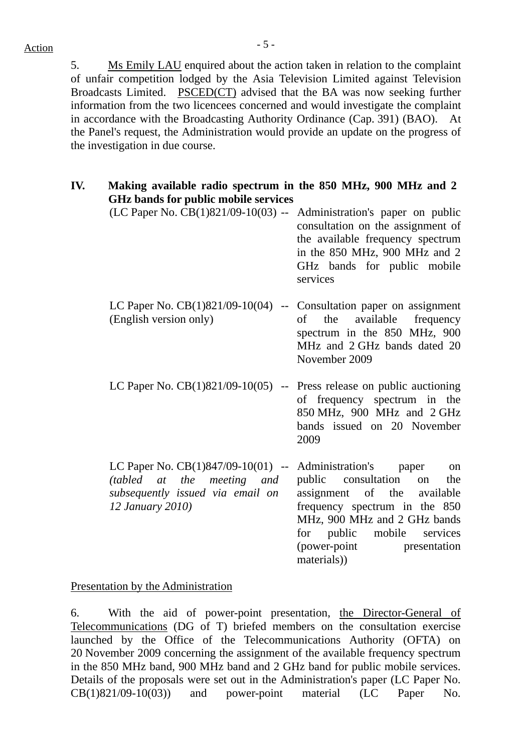Action

5. Ms Emily LAU enquired about the action taken in relation to the complaint of unfair competition lodged by the Asia Television Limited against Television Broadcasts Limited. PSCED(CT) advised that the BA was now seeking further information from the two licencees concerned and would investigate the complaint in accordance with the Broadcasting Authority Ordinance (Cap. 391) (BAO). At the Panel's request, the Administration would provide an update on the progress of the investigation in due course.

**IV. Making available radio spectrum in the 850 MHz, 900 MHz and 2 GHz bands for public mobile services**

(LC Paper No. CB(1)821/09-10(03) -- Administration's paper on public consultation on the assignment of the available frequency spectrum in the 850 MHz, 900 MHz and 2 GHz bands for public mobile services

LC Paper No. CB(1)821/09-10(04) (English version only) -- Consultation paper on assignment of the available frequency spectrum in the 850 MHz, 900 MHz and 2 GHz bands dated 20 November 2009

LC Paper No. CB(1)821/09-10(05) -- Press release on public auctioning of frequency spectrum in the 850 MHz, 900 MHz and 2 GHz bands issued on 20 November 2009

LC Paper No. CB(1)847/09-10(01) *(tabled at the meeting and subsequently issued via email on 12 January 2010)* -- Administration's paper on public consultation on the assignment of the available frequency spectrum in the 850 MHz, 900 MHz and 2 GHz bands for public mobile services (power-point presentation materials))

Presentation by the Administration

6. With the aid of power-point presentation, the Director-General of Telecommunications (DG of T) briefed members on the consultation exercise launched by the Office of the Telecommunications Authority (OFTA) on 20 November 2009 concerning the assignment of the available frequency spectrum in the 850 MHz band, 900 MHz band and 2 GHz band for public mobile services. Details of the proposals were set out in the Administration's paper (LC Paper No. CB(1)821/09-10(03)) and power-point material (LC Paper No.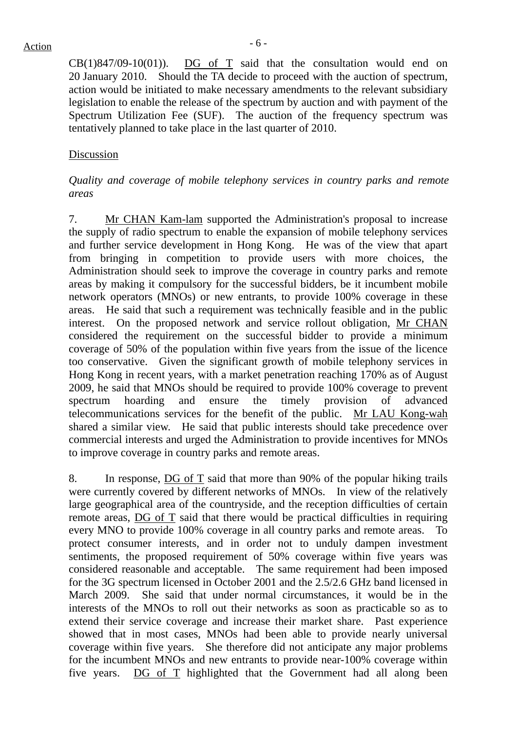CB(1)847/09-10(01)). DG of T said that the consultation would end on 20 January 2010. Should the TA decide to proceed with the auction of spectrum, action would be initiated to make necessary amendments to the relevant subsidiary legislation to enable the release of the spectrum by auction and with payment of the Spectrum Utilization Fee (SUF). The auction of the frequency spectrum was tentatively planned to take place in the last quarter of 2010.

Discussion

*Quality and coverage of mobile telephony services in country parks and remote areas*

7. Mr CHAN Kam-lam supported the Administration's proposal to increase the supply of radio spectrum to enable the expansion of mobile telephony services and further service development in Hong Kong. He was of the view that apart from bringing in competition to provide users with more choices, the Administration should seek to improve the coverage in country parks and remote areas by making it compulsory for the successful bidders, be it incumbent mobile network operators (MNOs) or new entrants, to provide 100% coverage in these areas. He said that such a requirement was technically feasible and in the public interest. On the proposed network and service rollout obligation, Mr CHAN considered the requirement on the successful bidder to provide a minimum coverage of 50% of the population within five years from the issue of the licence too conservative. Given the significant growth of mobile telephony services in Hong Kong in recent years, with a market penetration reaching 170% as of August 2009, he said that MNOs should be required to provide 100% coverage to prevent spectrum hoarding and ensure the timely provision of advanced telecommunications services for the benefit of the public. Mr LAU Kong-wah shared a similar view. He said that public interests should take precedence over commercial interests and urged the Administration to provide incentives for MNOs to improve coverage in country parks and remote areas.

8. In response, DG of T said that more than 90% of the popular hiking trails were currently covered by different networks of MNOs. In view of the relatively large geographical area of the countryside, and the reception difficulties of certain remote areas, DG of T said that there would be practical difficulties in requiring every MNO to provide 100% coverage in all country parks and remote areas. To protect consumer interests, and in order not to unduly dampen investment sentiments, the proposed requirement of 50% coverage within five years was considered reasonable and acceptable. The same requirement had been imposed for the 3G spectrum licensed in October 2001 and the 2.5/2.6 GHz band licensed in March 2009. She said that under normal circumstances, it would be in the interests of the MNOs to roll out their networks as soon as practicable so as to extend their service coverage and increase their market share. Past experience showed that in most cases, MNOs had been able to provide nearly universal coverage within five years. She therefore did not anticipate any major problems for the incumbent MNOs and new entrants to provide near-100% coverage within five years. DG of T highlighted that the Government had all along been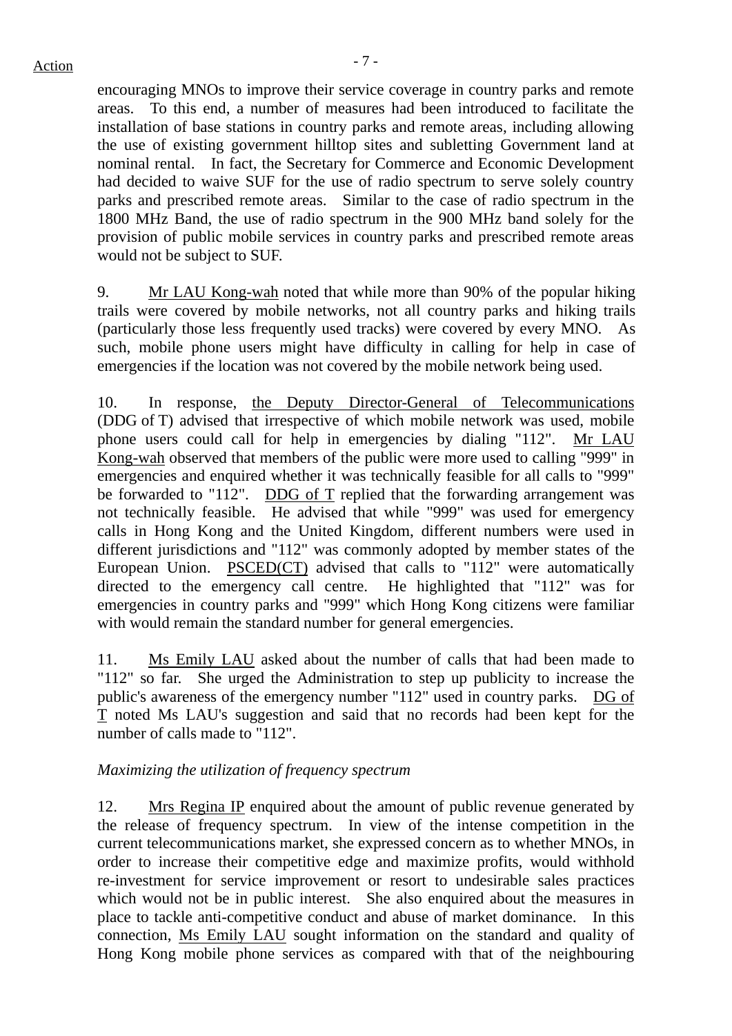encouraging MNOs to improve their service coverage in country parks and remote areas. To this end, a number of measures had been introduced to facilitate the installation of base stations in country parks and remote areas, including allowing the use of existing government hilltop sites and subletting Government land at nominal rental. In fact, the Secretary for Commerce and Economic Development had decided to waive SUF for the use of radio spectrum to serve solely country parks and prescribed remote areas. Similar to the case of radio spectrum in the 1800 MHz Band, the use of radio spectrum in the 900 MHz band solely for the provision of public mobile services in country parks and prescribed remote areas would not be subject to SUF.

9. Mr LAU Kong-wah noted that while more than 90% of the popular hiking trails were covered by mobile networks, not all country parks and hiking trails (particularly those less frequently used tracks) were covered by every MNO. As such, mobile phone users might have difficulty in calling for help in case of emergencies if the location was not covered by the mobile network being used.

10. In response, the Deputy Director-General of Telecommunications (DDG of T) advised that irrespective of which mobile network was used, mobile phone users could call for help in emergencies by dialing "112". Mr LAU Kong-wah observed that members of the public were more used to calling "999" in emergencies and enquired whether it was technically feasible for all calls to "999" be forwarded to "112". DDG of T replied that the forwarding arrangement was not technically feasible. He advised that while "999" was used for emergency calls in Hong Kong and the United Kingdom, different numbers were used in different jurisdictions and "112" was commonly adopted by member states of the European Union. PSCED(CT) advised that calls to "112" were automatically directed to the emergency call centre. He highlighted that "112" was for emergencies in country parks and "999" which Hong Kong citizens were familiar with would remain the standard number for general emergencies.

11. Ms Emily LAU asked about the number of calls that had been made to "112" so far. She urged the Administration to step up publicity to increase the public's awareness of the emergency number "112" used in country parks. DG of T noted Ms LAU's suggestion and said that no records had been kept for the number of calls made to "112".

*Maximizing the utilization of frequency spectrum*

12. Mrs Regina IP enquired about the amount of public revenue generated by the release of frequency spectrum. In view of the intense competition in the current telecommunications market, she expressed concern as to whether MNOs, in order to increase their competitive edge and maximize profits, would withhold re-investment for service improvement or resort to undesirable sales practices which would not be in public interest. She also enquired about the measures in place to tackle anti-competitive conduct and abuse of market dominance. In this connection, Ms Emily LAU sought information on the standard and quality of Hong Kong mobile phone services as compared with that of the neighbouring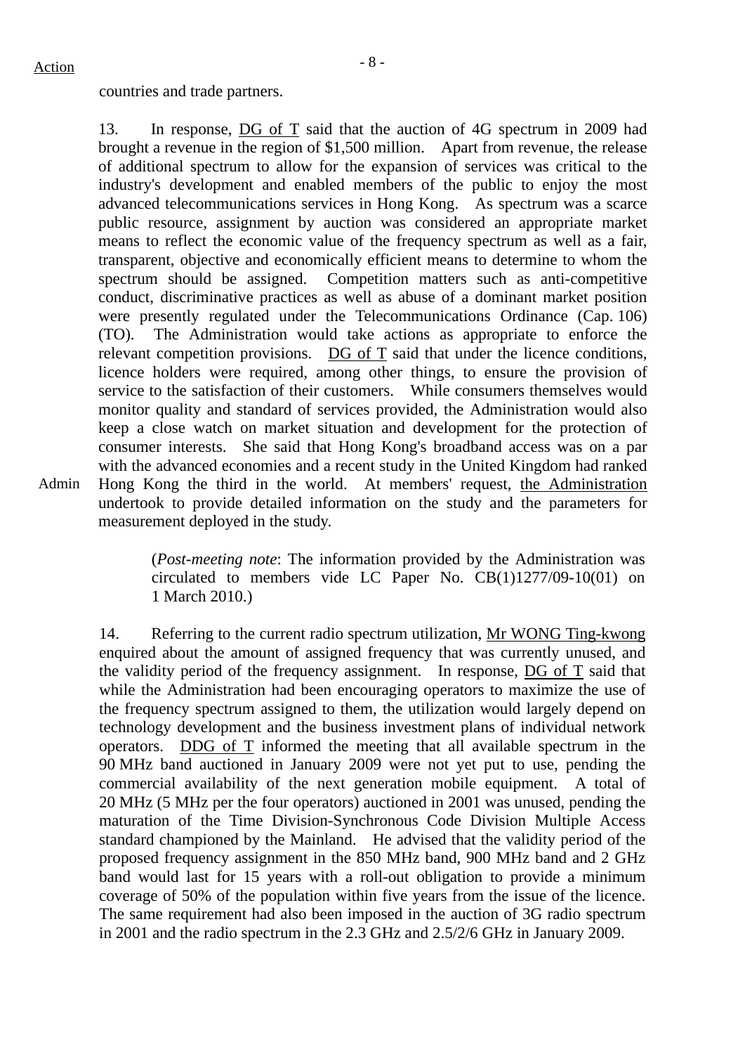Action

countries and trade partners.

13. In response, DG of T said that the auction of 4G spectrum in 2009 had brought a revenue in the region of $1,500 million. Apart from revenue, the release of additional spectrum to allow for the expansion of services was critical to the industry's development and enabled members of the public to enjoy the most advanced telecommunications services in Hong Kong. As spectrum was a scarce public resource, assignment by auction was considered an appropriate market means to reflect the economic value of the frequency spectrum as well as a fair, transparent, objective and economically efficient means to determine to whom the spectrum should be assigned. Competition matters such as anti-competitive conduct, discriminative practices as well as abuse of a dominant market position were presently regulated under the Telecommunications Ordinance (Cap. 106) (TO). The Administration would take actions as appropriate to enforce the relevant competition provisions. DG of T said that under the licence conditions, licence holders were required, among other things, to ensure the provision of service to the satisfaction of their customers. While consumers themselves would monitor quality and standard of services provided, the Administration would also keep a close watch on market situation and development for the protection of consumer interests. She said that Hong Kong's broadband access was on a par with the advanced economies and a recent study in the United Kingdom had ranked Hong Kong the third in the world. At members' request, the Administration undertook to provide detailed information on the study and the parameters for measurement deployed in the study.

Admin

> (*Post-meeting note*: The information provided by the Administration was circulated to members vide LC Paper No. CB(1)1277/09-10(01) on 1 March 2010.)

14. Referring to the current radio spectrum utilization, Mr WONG Ting-kwong enquired about the amount of assigned frequency that was currently unused, and the validity period of the frequency assignment. In response, DG of T said that while the Administration had been encouraging operators to maximize the use of the frequency spectrum assigned to them, the utilization would largely depend on technology development and the business investment plans of individual network operators. DDG of T informed the meeting that all available spectrum in the 90 MHz band auctioned in January 2009 were not yet put to use, pending the commercial availability of the next generation mobile equipment. A total of 20 MHz (5 MHz per the four operators) auctioned in 2001 was unused, pending the maturation of the Time Division-Synchronous Code Division Multiple Access standard championed by the Mainland. He advised that the validity period of the proposed frequency assignment in the 850 MHz band, 900 MHz band and 2 GHz band would last for 15 years with a roll-out obligation to provide a minimum coverage of 50% of the population within five years from the issue of the licence. The same requirement had also been imposed in the auction of 3G radio spectrum in 2001 and the radio spectrum in the 2.3 GHz and 2.5/2/6 GHz in January 2009.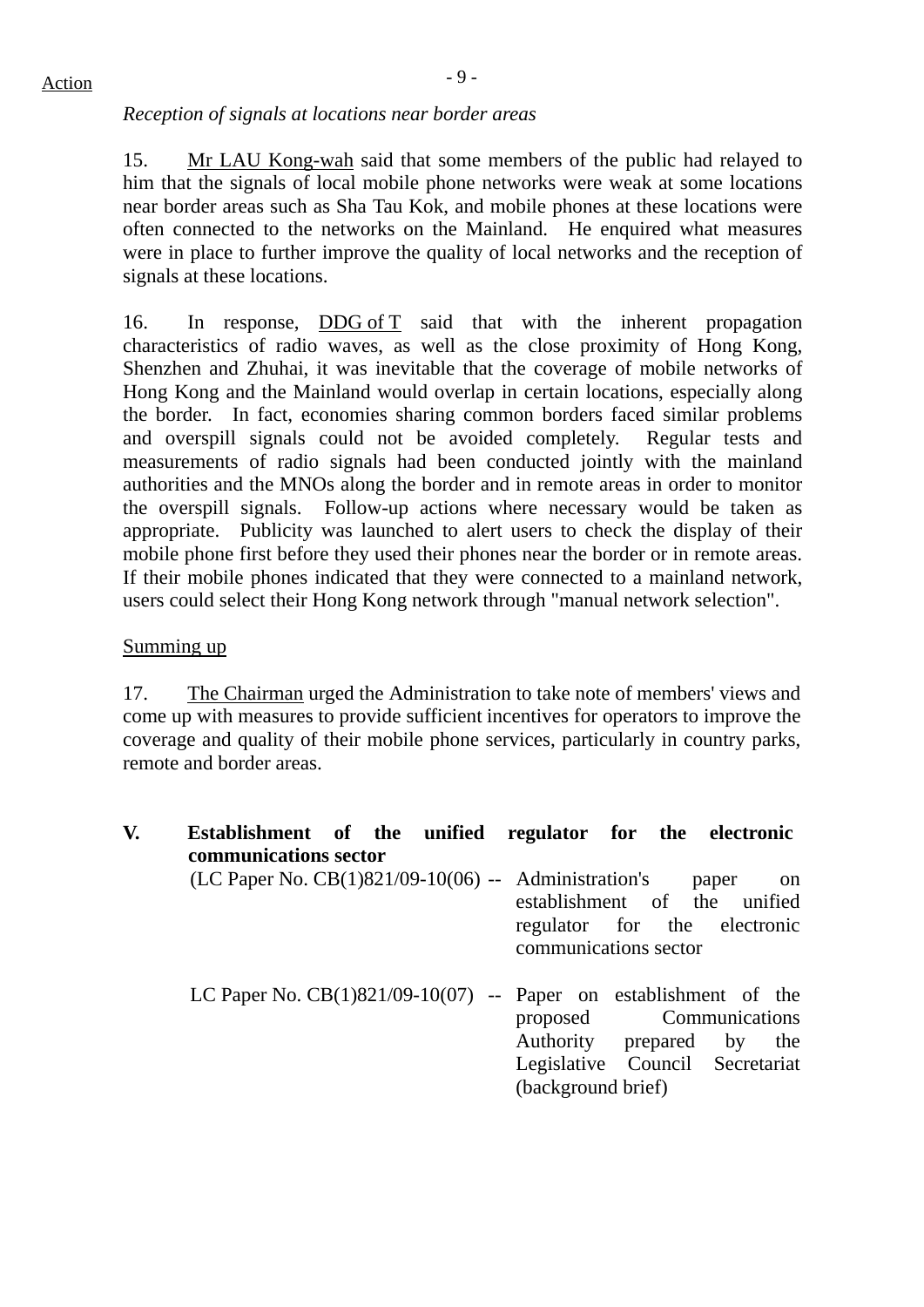Action

*Reception of signals at locations near border areas*

15. Mr LAU Kong-wah said that some members of the public had relayed to him that the signals of local mobile phone networks were weak at some locations near border areas such as Sha Tau Kok, and mobile phones at these locations were often connected to the networks on the Mainland. He enquired what measures were in place to further improve the quality of local networks and the reception of signals at these locations.

16. In response, DDG of T said that with the inherent propagation characteristics of radio waves, as well as the close proximity of Hong Kong, Shenzhen and Zhuhai, it was inevitable that the coverage of mobile networks of Hong Kong and the Mainland would overlap in certain locations, especially along the border. In fact, economies sharing common borders faced similar problems and overspill signals could not be avoided completely. Regular tests and measurements of radio signals had been conducted jointly with the mainland authorities and the MNOs along the border and in remote areas in order to monitor the overspill signals. Follow-up actions where necessary would be taken as appropriate. Publicity was launched to alert users to check the display of their mobile phone first before they used their phones near the border or in remote areas. If their mobile phones indicated that they were connected to a mainland network, users could select their Hong Kong network through "manual network selection".

Summing up

17. The Chairman urged the Administration to take note of members' views and come up with measures to provide sufficient incentives for operators to improve the coverage and quality of their mobile phone services, particularly in country parks, remote and border areas.

**V. Establishment of the unified regulator for the electronic communications sector**

(LC Paper No. CB(1)821/09-10(06) -- Administration's paper on establishment of the unified regulator for the electronic communications sector

LC Paper No. CB(1)821/09-10(07) -- Paper on establishment of the proposed Communications Authority prepared by the Legislative Council Secretariat (background brief)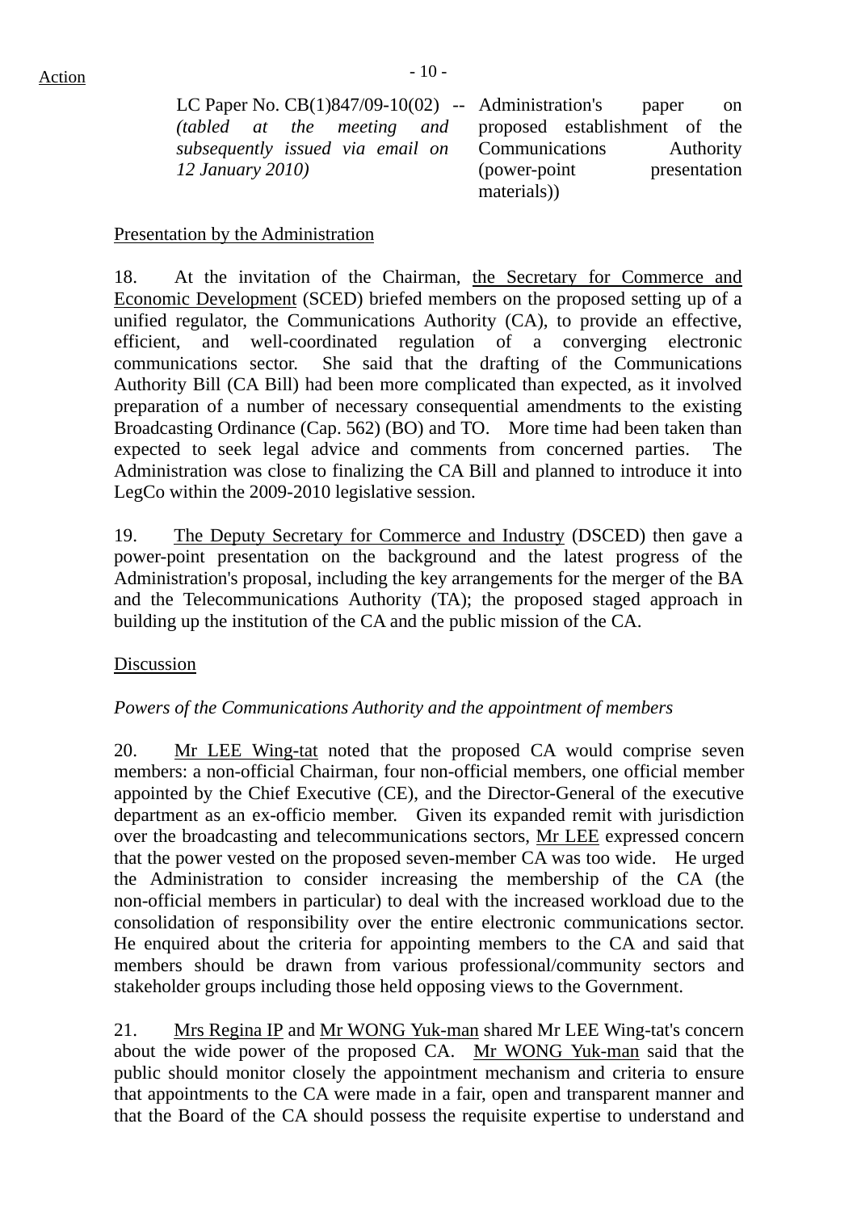Action

LC Paper No. CB(1)847/09-10(02) -- *(tabled at the meeting and subsequently issued via email on 12 January 2010)* Administration's paper on proposed establishment of the Communications Authority (power-point presentation materials))

Presentation by the Administration

18. At the invitation of the Chairman, the Secretary for Commerce and Economic Development (SCED) briefed members on the proposed setting up of a unified regulator, the Communications Authority (CA), to provide an effective, efficient, and well-coordinated regulation of a converging electronic communications sector. She said that the drafting of the Communications Authority Bill (CA Bill) had been more complicated than expected, as it involved preparation of a number of necessary consequential amendments to the existing Broadcasting Ordinance (Cap. 562) (BO) and TO. More time had been taken than expected to seek legal advice and comments from concerned parties. The Administration was close to finalizing the CA Bill and planned to introduce it into LegCo within the 2009-2010 legislative session.

19. The Deputy Secretary for Commerce and Industry (DSCED) then gave a power-point presentation on the background and the latest progress of the Administration's proposal, including the key arrangements for the merger of the BA and the Telecommunications Authority (TA); the proposed staged approach in building up the institution of the CA and the public mission of the CA.

Discussion

*Powers of the Communications Authority and the appointment of members*

20. Mr LEE Wing-tat noted that the proposed CA would comprise seven members: a non-official Chairman, four non-official members, one official member appointed by the Chief Executive (CE), and the Director-General of the executive department as an ex-officio member. Given its expanded remit with jurisdiction over the broadcasting and telecommunications sectors, Mr LEE expressed concern that the power vested on the proposed seven-member CA was too wide. He urged the Administration to consider increasing the membership of the CA (the non-official members in particular) to deal with the increased workload due to the consolidation of responsibility over the entire electronic communications sector. He enquired about the criteria for appointing members to the CA and said that members should be drawn from various professional/community sectors and stakeholder groups including those held opposing views to the Government.

21. Mrs Regina IP and Mr WONG Yuk-man shared Mr LEE Wing-tat's concern about the wide power of the proposed CA. Mr WONG Yuk-man said that the public should monitor closely the appointment mechanism and criteria to ensure that appointments to the CA were made in a fair, open and transparent manner and that the Board of the CA should possess the requisite expertise to understand and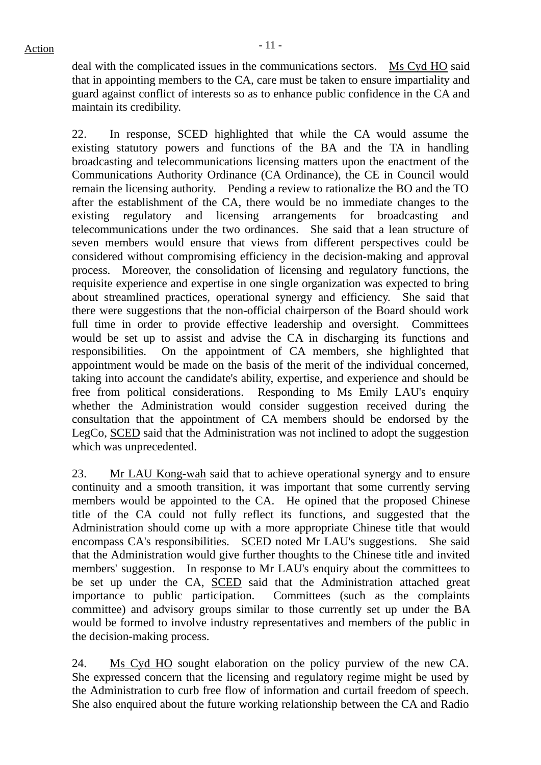deal with the complicated issues in the communications sectors. Ms Cyd HO said that in appointing members to the CA, care must be taken to ensure impartiality and guard against conflict of interests so as to enhance public confidence in the CA and maintain its credibility.

22. In response, SCED highlighted that while the CA would assume the existing statutory powers and functions of the BA and the TA in handling broadcasting and telecommunications licensing matters upon the enactment of the Communications Authority Ordinance (CA Ordinance), the CE in Council would remain the licensing authority. Pending a review to rationalize the BO and the TO after the establishment of the CA, there would be no immediate changes to the existing regulatory and licensing arrangements for broadcasting and telecommunications under the two ordinances. She said that a lean structure of seven members would ensure that views from different perspectives could be considered without compromising efficiency in the decision-making and approval process. Moreover, the consolidation of licensing and regulatory functions, the requisite experience and expertise in one single organization was expected to bring about streamlined practices, operational synergy and efficiency. She said that there were suggestions that the non-official chairperson of the Board should work full time in order to provide effective leadership and oversight. Committees would be set up to assist and advise the CA in discharging its functions and responsibilities. On the appointment of CA members, she highlighted that appointment would be made on the basis of the merit of the individual concerned, taking into account the candidate's ability, expertise, and experience and should be free from political considerations. Responding to Ms Emily LAU's enquiry whether the Administration would consider suggestion received during the consultation that the appointment of CA members should be endorsed by the LegCo, SCED said that the Administration was not inclined to adopt the suggestion which was unprecedented.

23. Mr LAU Kong-wah said that to achieve operational synergy and to ensure continuity and a smooth transition, it was important that some currently serving members would be appointed to the CA. He opined that the proposed Chinese title of the CA could not fully reflect its functions, and suggested that the Administration should come up with a more appropriate Chinese title that would encompass CA's responsibilities. SCED noted Mr LAU's suggestions. She said that the Administration would give further thoughts to the Chinese title and invited members' suggestion. In response to Mr LAU's enquiry about the committees to be set up under the CA, SCED said that the Administration attached great importance to public participation. Committees (such as the complaints committee) and advisory groups similar to those currently set up under the BA would be formed to involve industry representatives and members of the public in the decision-making process.

24. Ms Cyd HO sought elaboration on the policy purview of the new CA. She expressed concern that the licensing and regulatory regime might be used by the Administration to curb free flow of information and curtail freedom of speech. She also enquired about the future working relationship between the CA and Radio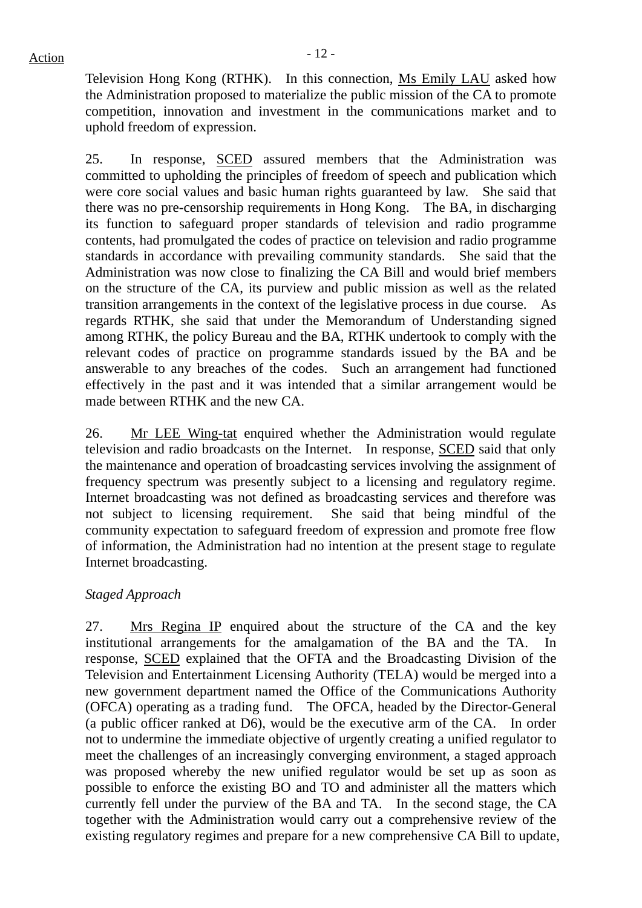Television Hong Kong (RTHK). In this connection, Ms Emily LAU asked how the Administration proposed to materialize the public mission of the CA to promote competition, innovation and investment in the communications market and to uphold freedom of expression.

25. In response, SCED assured members that the Administration was committed to upholding the principles of freedom of speech and publication which were core social values and basic human rights guaranteed by law. She said that there was no pre-censorship requirements in Hong Kong. The BA, in discharging its function to safeguard proper standards of television and radio programme contents, had promulgated the codes of practice on television and radio programme standards in accordance with prevailing community standards. She said that the Administration was now close to finalizing the CA Bill and would brief members on the structure of the CA, its purview and public mission as well as the related transition arrangements in the context of the legislative process in due course. As regards RTHK, she said that under the Memorandum of Understanding signed among RTHK, the policy Bureau and the BA, RTHK undertook to comply with the relevant codes of practice on programme standards issued by the BA and be answerable to any breaches of the codes. Such an arrangement had functioned effectively in the past and it was intended that a similar arrangement would be made between RTHK and the new CA.

26. Mr LEE Wing-tat enquired whether the Administration would regulate television and radio broadcasts on the Internet. In response, SCED said that only the maintenance and operation of broadcasting services involving the assignment of frequency spectrum was presently subject to a licensing and regulatory regime. Internet broadcasting was not defined as broadcasting services and therefore was not subject to licensing requirement. She said that being mindful of the community expectation to safeguard freedom of expression and promote free flow of information, the Administration had no intention at the present stage to regulate Internet broadcasting.

*Staged Approach*

27. Mrs Regina IP enquired about the structure of the CA and the key institutional arrangements for the amalgamation of the BA and the TA. In response, SCED explained that the OFTA and the Broadcasting Division of the Television and Entertainment Licensing Authority (TELA) would be merged into a new government department named the Office of the Communications Authority (OFCA) operating as a trading fund. The OFCA, headed by the Director-General (a public officer ranked at D6), would be the executive arm of the CA. In order not to undermine the immediate objective of urgently creating a unified regulator to meet the challenges of an increasingly converging environment, a staged approach was proposed whereby the new unified regulator would be set up as soon as possible to enforce the existing BO and TO and administer all the matters which currently fell under the purview of the BA and TA. In the second stage, the CA together with the Administration would carry out a comprehensive review of the existing regulatory regimes and prepare for a new comprehensive CA Bill to update,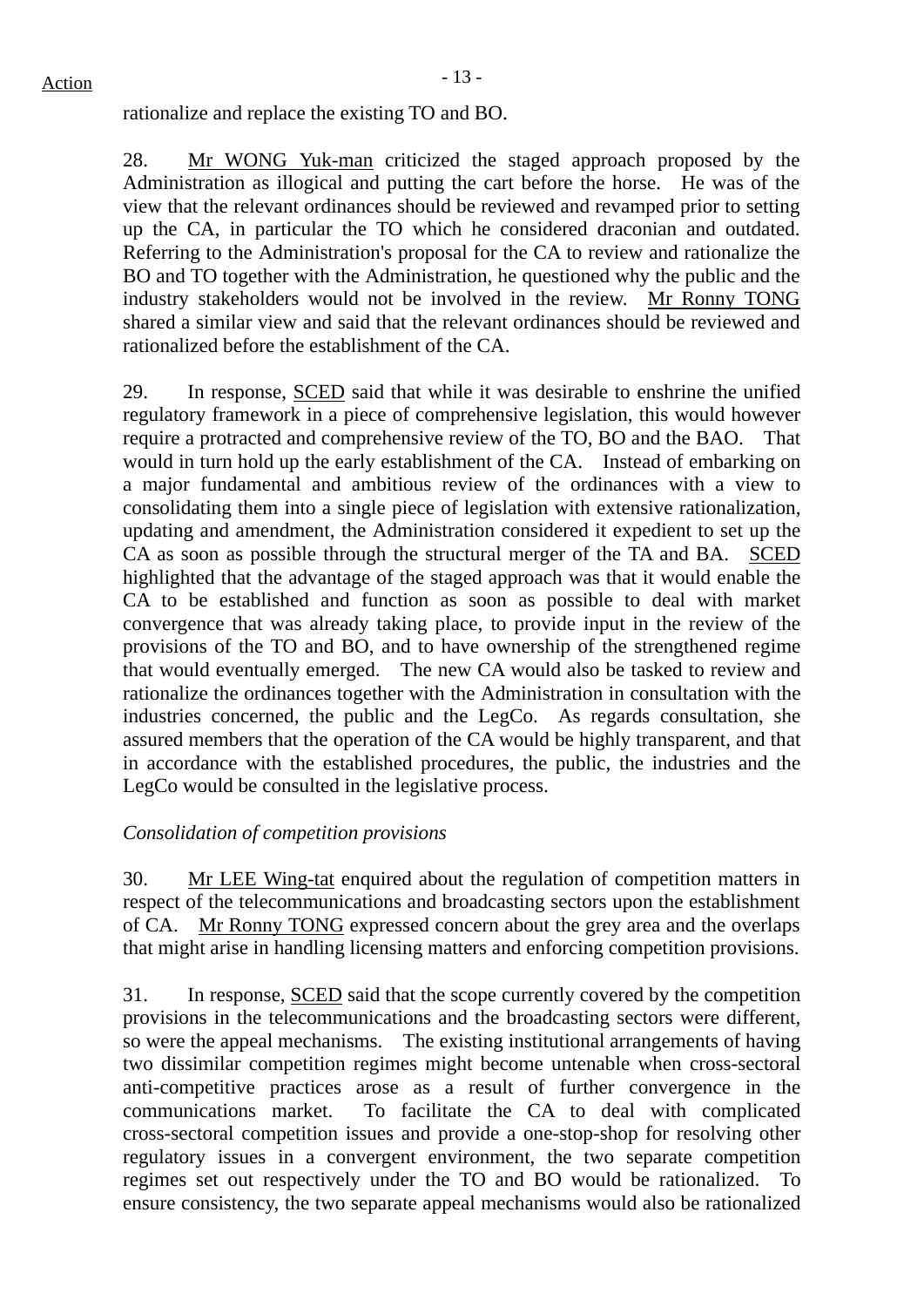rationalize and replace the existing TO and BO.

28. Mr WONG Yuk-man criticized the staged approach proposed by the Administration as illogical and putting the cart before the horse. He was of the view that the relevant ordinances should be reviewed and revamped prior to setting up the CA, in particular the TO which he considered draconian and outdated. Referring to the Administration's proposal for the CA to review and rationalize the BO and TO together with the Administration, he questioned why the public and the industry stakeholders would not be involved in the review. Mr Ronny TONG shared a similar view and said that the relevant ordinances should be reviewed and rationalized before the establishment of the CA.

29. In response, SCED said that while it was desirable to enshrine the unified regulatory framework in a piece of comprehensive legislation, this would however require a protracted and comprehensive review of the TO, BO and the BAO. That would in turn hold up the early establishment of the CA. Instead of embarking on a major fundamental and ambitious review of the ordinances with a view to consolidating them into a single piece of legislation with extensive rationalization, updating and amendment, the Administration considered it expedient to set up the CA as soon as possible through the structural merger of the TA and BA. SCED highlighted that the advantage of the staged approach was that it would enable the CA to be established and function as soon as possible to deal with market convergence that was already taking place, to provide input in the review of the provisions of the TO and BO, and to have ownership of the strengthened regime that would eventually emerged. The new CA would also be tasked to review and rationalize the ordinances together with the Administration in consultation with the industries concerned, the public and the LegCo. As regards consultation, she assured members that the operation of the CA would be highly transparent, and that in accordance with the established procedures, the public, the industries and the LegCo would be consulted in the legislative process.

*Consolidation of competition provisions*

30. Mr LEE Wing-tat enquired about the regulation of competition matters in respect of the telecommunications and broadcasting sectors upon the establishment of CA. Mr Ronny TONG expressed concern about the grey area and the overlaps that might arise in handling licensing matters and enforcing competition provisions.

31. In response, SCED said that the scope currently covered by the competition provisions in the telecommunications and the broadcasting sectors were different, so were the appeal mechanisms. The existing institutional arrangements of having two dissimilar competition regimes might become untenable when cross-sectoral anti-competitive practices arose as a result of further convergence in the communications market. To facilitate the CA to deal with complicated cross-sectoral competition issues and provide a one-stop-shop for resolving other regulatory issues in a convergent environment, the two separate competition regimes set out respectively under the TO and BO would be rationalized. To ensure consistency, the two separate appeal mechanisms would also be rationalized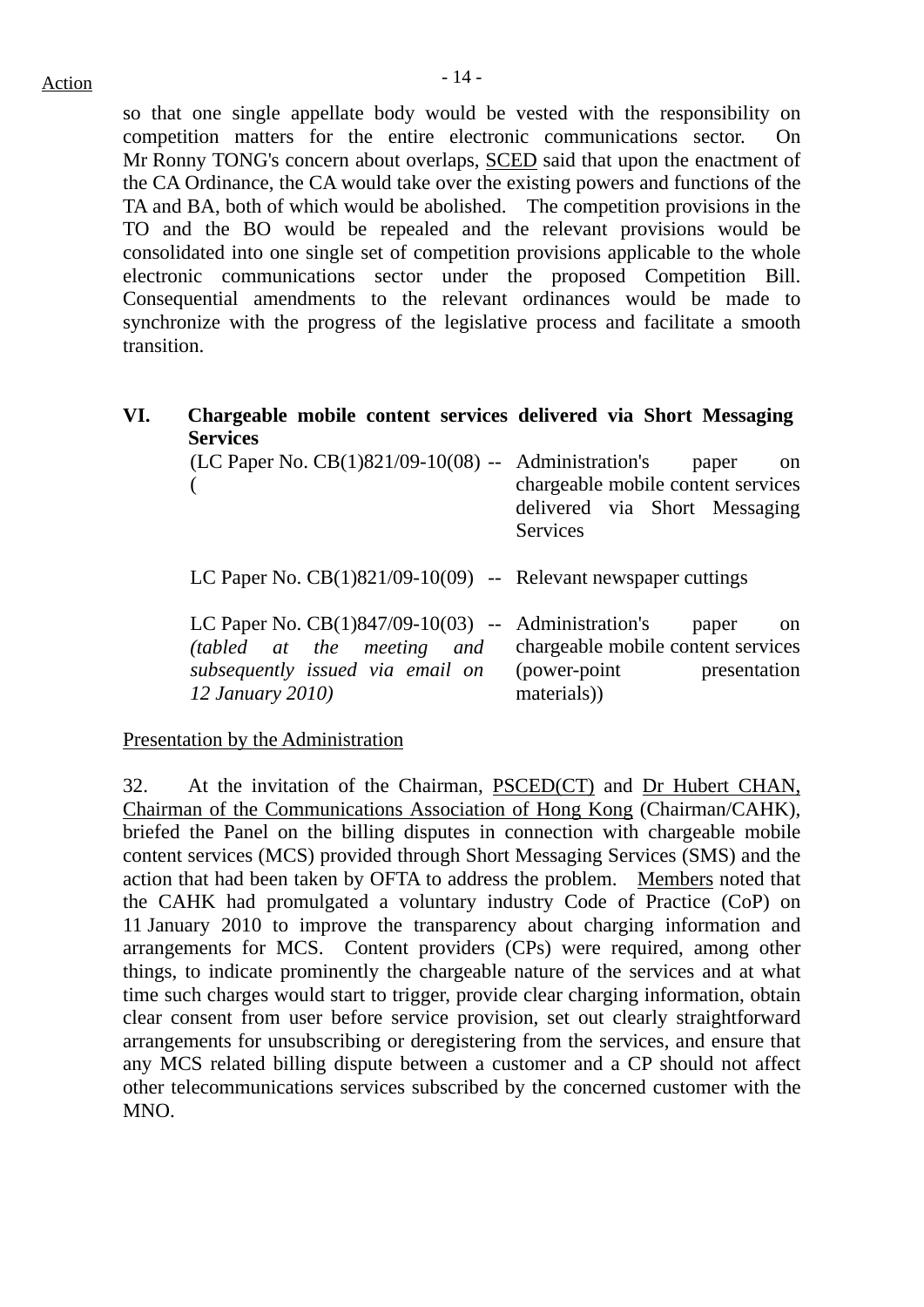Action

so that one single appellate body would be vested with the responsibility on competition matters for the entire electronic communications sector. On Mr Ronny TONG's concern about overlaps, SCED said that upon the enactment of the CA Ordinance, the CA would take over the existing powers and functions of the TA and BA, both of which would be abolished. The competition provisions in the TO and the BO would be repealed and the relevant provisions would be consolidated into one single set of competition provisions applicable to the whole electronic communications sector under the proposed Competition Bill. Consequential amendments to the relevant ordinances would be made to synchronize with the progress of the legislative process and facilitate a smooth transition.

## VI. Chargeable mobile content services delivered via Short Messaging Services

| | | |
|---|---|---|
| (LC Paper No. CB(1)821/09-10(08) ( | -- | Administration's paper on chargeable mobile content services delivered via Short Messaging Services |
| LC Paper No. CB(1)821/09-10(09) | -- | Relevant newspaper cuttings |
| LC Paper No. CB(1)847/09-10(03) *(tabled at the meeting and subsequently issued via email on 12 January 2010)* | -- | Administration's paper on chargeable mobile content services (power-point presentation materials)) |

Presentation by the Administration

32. At the invitation of the Chairman, PSCED(CT) and Dr Hubert CHAN, Chairman of the Communications Association of Hong Kong (Chairman/CAHK), briefed the Panel on the billing disputes in connection with chargeable mobile content services (MCS) provided through Short Messaging Services (SMS) and the action that had been taken by OFTA to address the problem. Members noted that the CAHK had promulgated a voluntary industry Code of Practice (CoP) on 11 January 2010 to improve the transparency about charging information and arrangements for MCS. Content providers (CPs) were required, among other things, to indicate prominently the chargeable nature of the services and at what time such charges would start to trigger, provide clear charging information, obtain clear consent from user before service provision, set out clearly straightforward arrangements for unsubscribing or deregistering from the services, and ensure that any MCS related billing dispute between a customer and a CP should not affect other telecommunications services subscribed by the concerned customer with the MNO.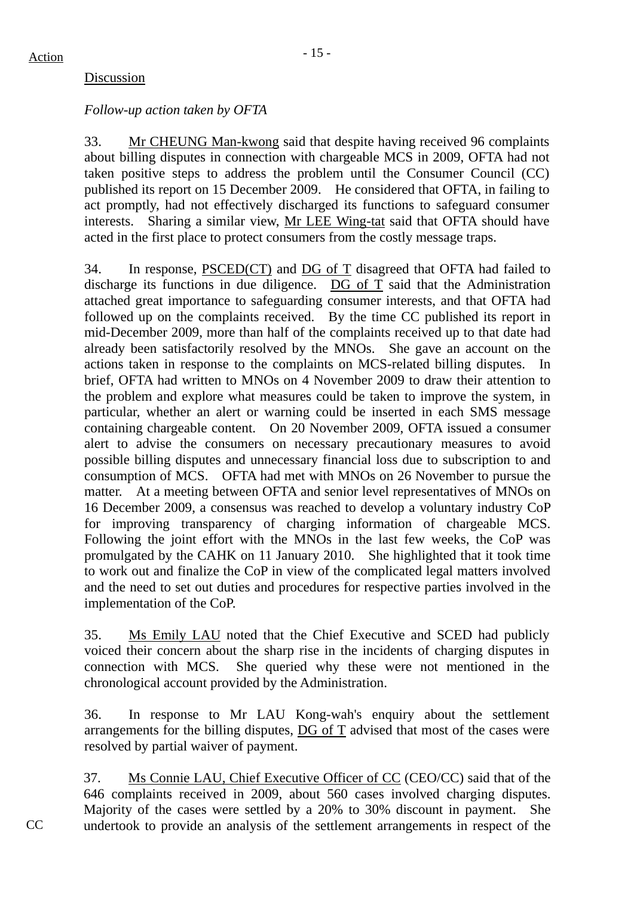Action

Discussion

*Follow-up action taken by OFTA*

33. Mr CHEUNG Man-kwong said that despite having received 96 complaints about billing disputes in connection with chargeable MCS in 2009, OFTA had not taken positive steps to address the problem until the Consumer Council (CC) published its report on 15 December 2009. He considered that OFTA, in failing to act promptly, had not effectively discharged its functions to safeguard consumer interests. Sharing a similar view, Mr LEE Wing-tat said that OFTA should have acted in the first place to protect consumers from the costly message traps.

34. In response, PSCED(CT) and DG of T disagreed that OFTA had failed to discharge its functions in due diligence. DG of T said that the Administration attached great importance to safeguarding consumer interests, and that OFTA had followed up on the complaints received. By the time CC published its report in mid-December 2009, more than half of the complaints received up to that date had already been satisfactorily resolved by the MNOs. She gave an account on the actions taken in response to the complaints on MCS-related billing disputes. In brief, OFTA had written to MNOs on 4 November 2009 to draw their attention to the problem and explore what measures could be taken to improve the system, in particular, whether an alert or warning could be inserted in each SMS message containing chargeable content. On 20 November 2009, OFTA issued a consumer alert to advise the consumers on necessary precautionary measures to avoid possible billing disputes and unnecessary financial loss due to subscription to and consumption of MCS. OFTA had met with MNOs on 26 November to pursue the matter. At a meeting between OFTA and senior level representatives of MNOs on 16 December 2009, a consensus was reached to develop a voluntary industry CoP for improving transparency of charging information of chargeable MCS. Following the joint effort with the MNOs in the last few weeks, the CoP was promulgated by the CAHK on 11 January 2010. She highlighted that it took time to work out and finalize the CoP in view of the complicated legal matters involved and the need to set out duties and procedures for respective parties involved in the implementation of the CoP.

35. Ms Emily LAU noted that the Chief Executive and SCED had publicly voiced their concern about the sharp rise in the incidents of charging disputes in connection with MCS. She queried why these were not mentioned in the chronological account provided by the Administration.

36. In response to Mr LAU Kong-wah's enquiry about the settlement arrangements for the billing disputes, DG of T advised that most of the cases were resolved by partial waiver of payment.

37. Ms Connie LAU, Chief Executive Officer of CC (CEO/CC) said that of the 646 complaints received in 2009, about 560 cases involved charging disputes. Majority of the cases were settled by a 20% to 30% discount in payment. She undertook to provide an analysis of the settlement arrangements in respect of the

CC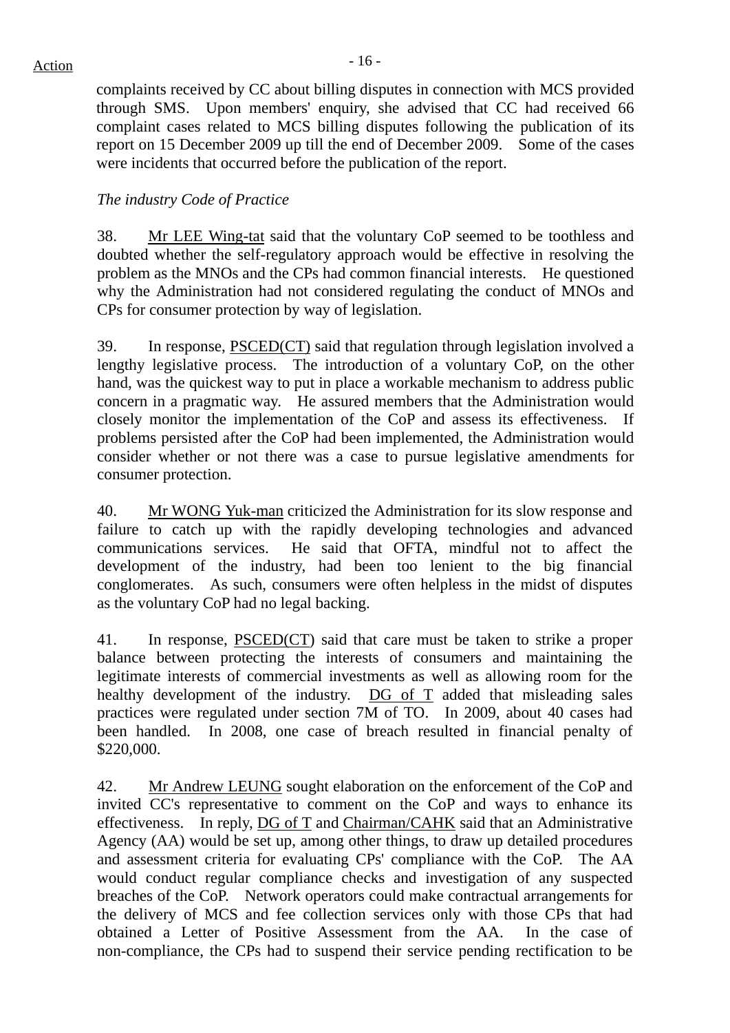complaints received by CC about billing disputes in connection with MCS provided through SMS. Upon members' enquiry, she advised that CC had received 66 complaint cases related to MCS billing disputes following the publication of its report on 15 December 2009 up till the end of December 2009. Some of the cases were incidents that occurred before the publication of the report.

*The industry Code of Practice*

38. Mr LEE Wing-tat said that the voluntary CoP seemed to be toothless and doubted whether the self-regulatory approach would be effective in resolving the problem as the MNOs and the CPs had common financial interests. He questioned why the Administration had not considered regulating the conduct of MNOs and CPs for consumer protection by way of legislation.

39. In response, PSCED(CT) said that regulation through legislation involved a lengthy legislative process. The introduction of a voluntary CoP, on the other hand, was the quickest way to put in place a workable mechanism to address public concern in a pragmatic way. He assured members that the Administration would closely monitor the implementation of the CoP and assess its effectiveness. If problems persisted after the CoP had been implemented, the Administration would consider whether or not there was a case to pursue legislative amendments for consumer protection.

40. Mr WONG Yuk-man criticized the Administration for its slow response and failure to catch up with the rapidly developing technologies and advanced communications services. He said that OFTA, mindful not to affect the development of the industry, had been too lenient to the big financial conglomerates. As such, consumers were often helpless in the midst of disputes as the voluntary CoP had no legal backing.

41. In response, PSCED(CT) said that care must be taken to strike a proper balance between protecting the interests of consumers and maintaining the legitimate interests of commercial investments as well as allowing room for the healthy development of the industry. DG of T added that misleading sales practices were regulated under section 7M of TO. In 2009, about 40 cases had been handled. In 2008, one case of breach resulted in financial penalty of $220,000.

42. Mr Andrew LEUNG sought elaboration on the enforcement of the CoP and invited CC's representative to comment on the CoP and ways to enhance its effectiveness. In reply, DG of T and Chairman/CAHK said that an Administrative Agency (AA) would be set up, among other things, to draw up detailed procedures and assessment criteria for evaluating CPs' compliance with the CoP. The AA would conduct regular compliance checks and investigation of any suspected breaches of the CoP. Network operators could make contractual arrangements for the delivery of MCS and fee collection services only with those CPs that had obtained a Letter of Positive Assessment from the AA. In the case of non-compliance, the CPs had to suspend their service pending rectification to be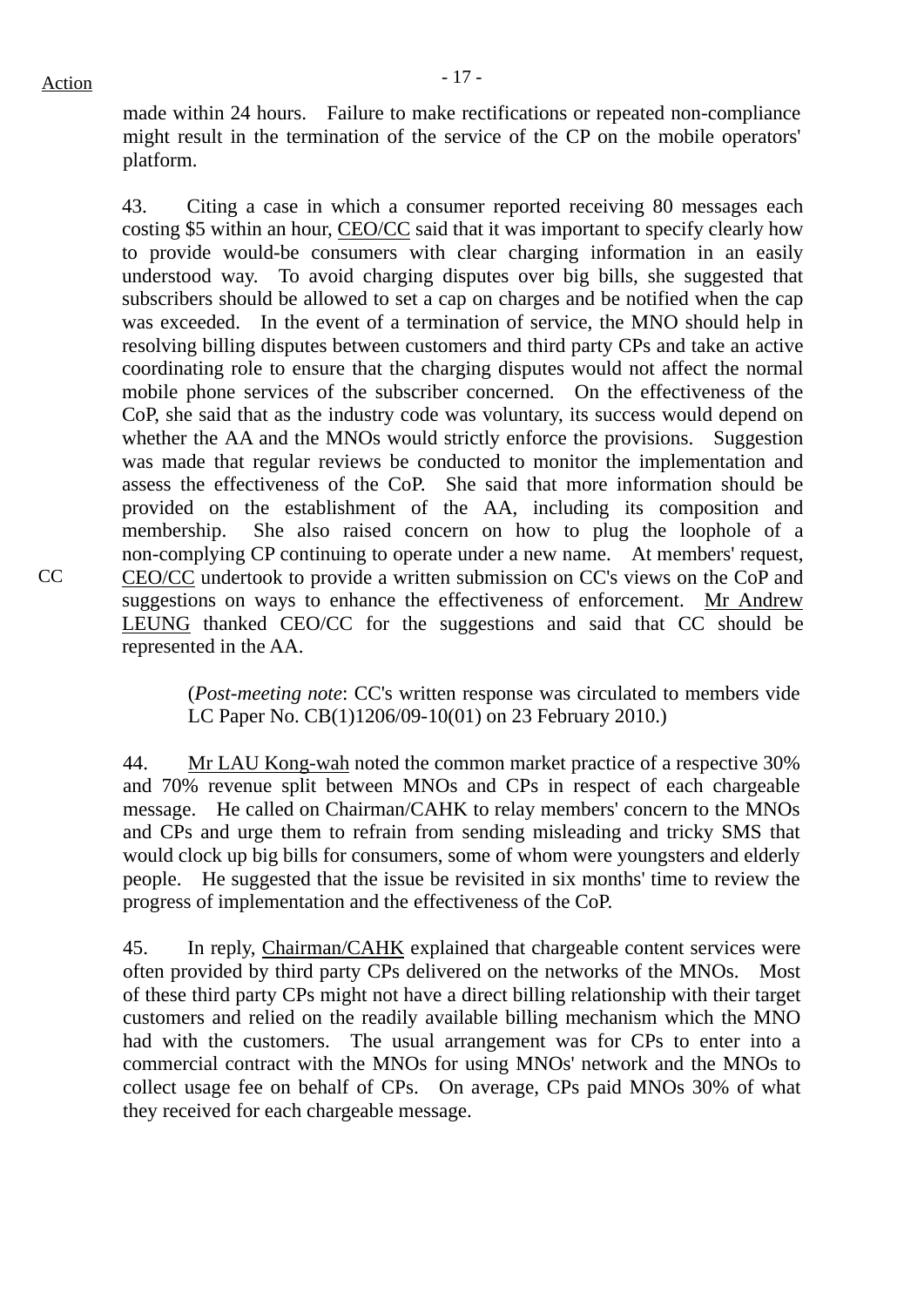made within 24 hours. Failure to make rectifications or repeated non-compliance might result in the termination of the service of the CP on the mobile operators' platform.

43. Citing a case in which a consumer reported receiving 80 messages each costing $5 within an hour, CEO/CC said that it was important to specify clearly how to provide would-be consumers with clear charging information in an easily understood way. To avoid charging disputes over big bills, she suggested that subscribers should be allowed to set a cap on charges and be notified when the cap was exceeded. In the event of a termination of service, the MNO should help in resolving billing disputes between customers and third party CPs and take an active coordinating role to ensure that the charging disputes would not affect the normal mobile phone services of the subscriber concerned. On the effectiveness of the CoP, she said that as the industry code was voluntary, its success would depend on whether the AA and the MNOs would strictly enforce the provisions. Suggestion was made that regular reviews be conducted to monitor the implementation and assess the effectiveness of the CoP. She said that more information should be provided on the establishment of the AA, including its composition and membership. She also raised concern on how to plug the loophole of a non-complying CP continuing to operate under a new name. At members' request, CEO/CC undertook to provide a written submission on CC's views on the CoP and suggestions on ways to enhance the effectiveness of enforcement. Mr Andrew LEUNG thanked CEO/CC for the suggestions and said that CC should be represented in the AA.

CC

(*Post-meeting note*: CC's written response was circulated to members vide LC Paper No. CB(1)1206/09-10(01) on 23 February 2010.)

44. Mr LAU Kong-wah noted the common market practice of a respective 30% and 70% revenue split between MNOs and CPs in respect of each chargeable message. He called on Chairman/CAHK to relay members' concern to the MNOs and CPs and urge them to refrain from sending misleading and tricky SMS that would clock up big bills for consumers, some of whom were youngsters and elderly people. He suggested that the issue be revisited in six months' time to review the progress of implementation and the effectiveness of the CoP.

45. In reply, Chairman/CAHK explained that chargeable content services were often provided by third party CPs delivered on the networks of the MNOs. Most of these third party CPs might not have a direct billing relationship with their target customers and relied on the readily available billing mechanism which the MNO had with the customers. The usual arrangement was for CPs to enter into a commercial contract with the MNOs for using MNOs' network and the MNOs to collect usage fee on behalf of CPs. On average, CPs paid MNOs 30% of what they received for each chargeable message.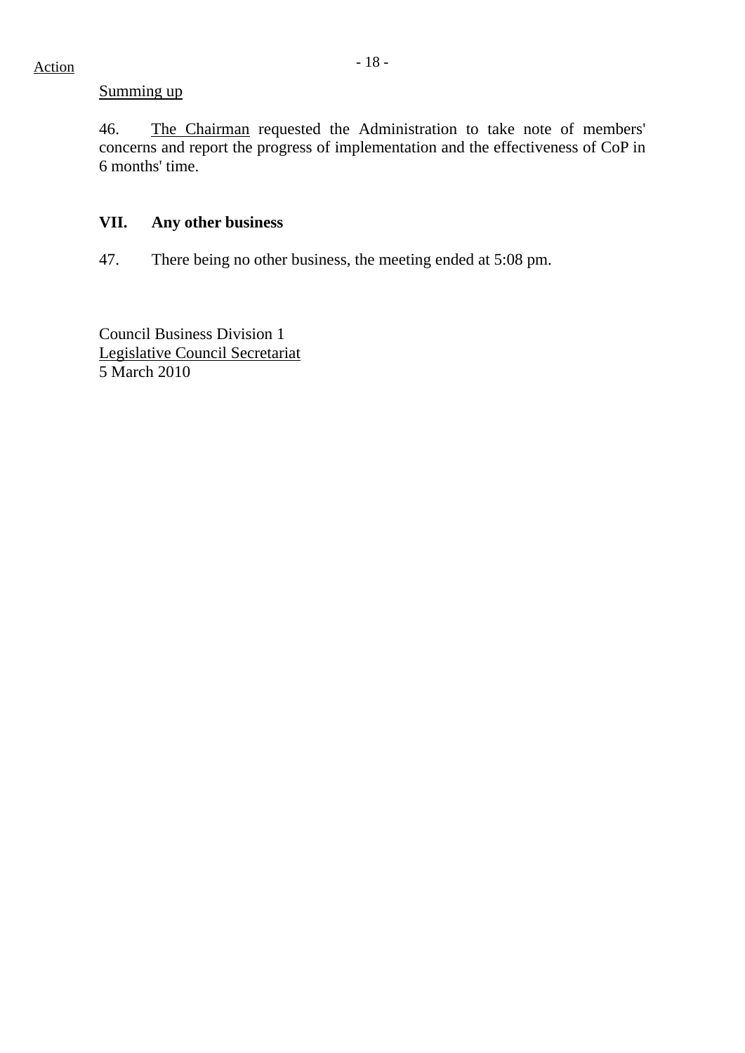Action

Summing up

46. The Chairman requested the Administration to take note of members' concerns and report the progress of implementation and the effectiveness of CoP in 6 months' time.

## VII. Any other business

47. There being no other business, the meeting ended at 5:08 pm.

Council Business Division 1
Legislative Council Secretariat
5 March 2010